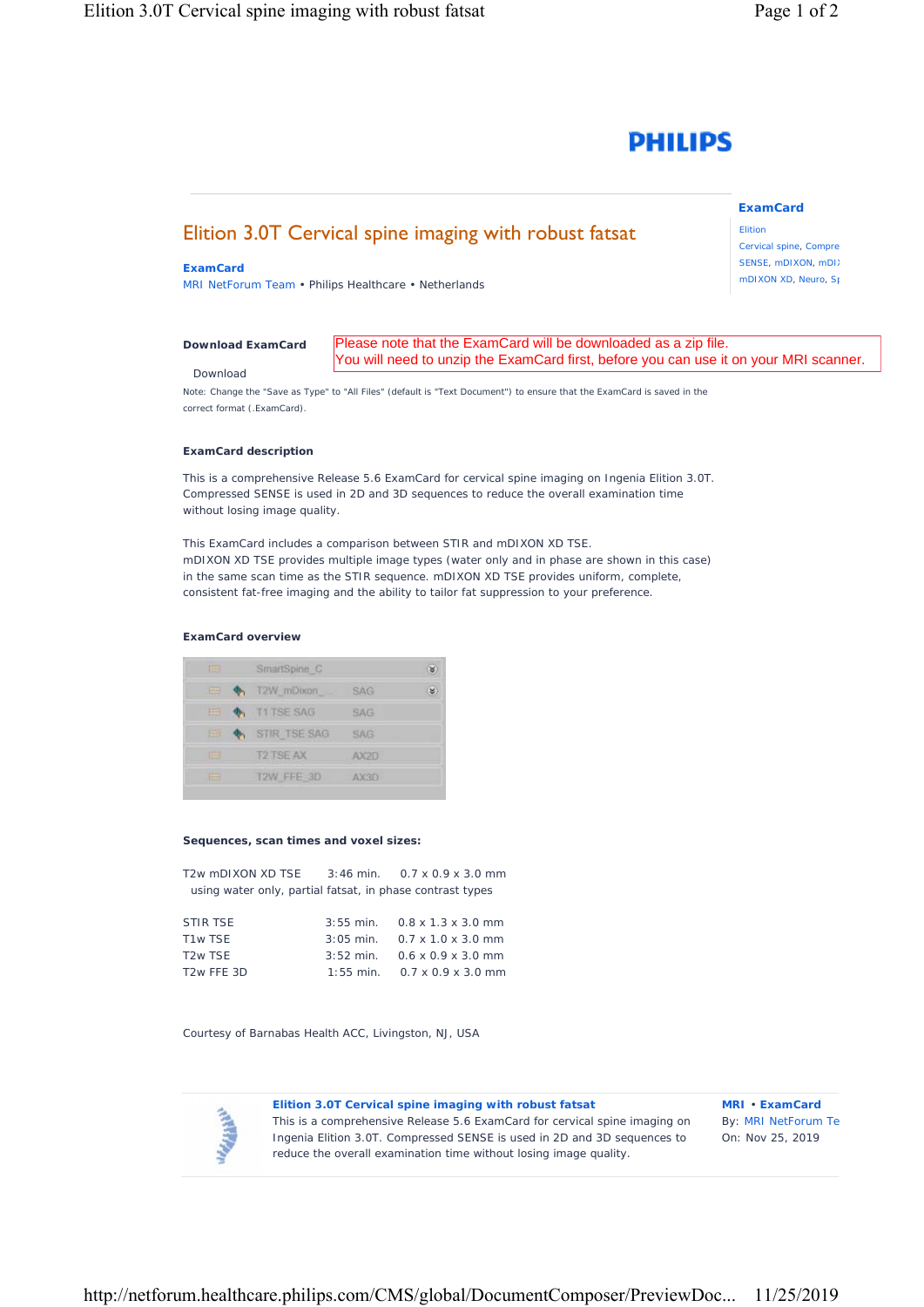PHILIPS

# Elition 3.0T Cervical spine imaging with robust fatsat

**ExamCard**
MRI NetForum Team • Philips Healthcare • Netherlands

**ExamCard**
Elition
Cervical spine, Compre
SENSE, mDIXON, mDI
mDIXON XD, Neuro, Sp

**Download ExamCard**

Please note that the ExamCard will be downloaded as a zip file.
You will need to unzip the ExamCard first, before you can use it on your MRI scanner.

Download

Note: Change the "Save as Type" to "All Files" (default is "Text Document") to ensure that the ExamCard is saved in the correct format (.ExamCard).

**ExamCard description**

This is a comprehensive Release 5.6 ExamCard for cervical spine imaging on Ingenia Elition 3.0T. Compressed SENSE is used in 2D and 3D sequences to reduce the overall examination time without losing image quality.

This ExamCard includes a comparison between STIR and mDIXON XD TSE.
mDIXON XD TSE provides multiple image types (water only and in phase are shown in this case) in the same scan time as the STIR sequence. mDIXON XD TSE provides uniform, complete, consistent fat-free imaging and the ability to tailor fat suppression to your preference.

**ExamCard overview**

| Name | Orientation |
|---|---|
| SmartSpine_C | |
| T2W_mDixon_ | SAG |
| T1 TSE SAG | SAG |
| STIR_TSE SAG | SAG |
| T2 TSE AX | AX2D |
| T2W_FFE_3D | AX3D |

**Sequences, scan times and voxel sizes:**

T2w mDIXON XD TSE 3:46 min. 0.7 x 0.9 x 3.0 mm
using water only, partial fatsat, in phase contrast types

| | | |
|---|---|---|
| STIR TSE | 3:55 min. | 0.8 x 1.3 x 3.0 mm |
| T1w TSE | 3:05 min. | 0.7 x 1.0 x 3.0 mm |
| T2w TSE | 3:52 min. | 0.6 x 0.9 x 3.0 mm |
| T2w FFE 3D | 1:55 min. | 0.7 x 0.9 x 3.0 mm |

Courtesy of Barnabas Health ACC, Livingston, NJ, USA

**Elition 3.0T Cervical spine imaging with robust fatsat**
This is a comprehensive Release 5.6 ExamCard for cervical spine imaging on Ingenia Elition 3.0T. Compressed SENSE is used in 2D and 3D sequences to reduce the overall examination time without losing image quality.

MRI • ExamCard
By: MRI NetForum Te
On: Nov 25, 2019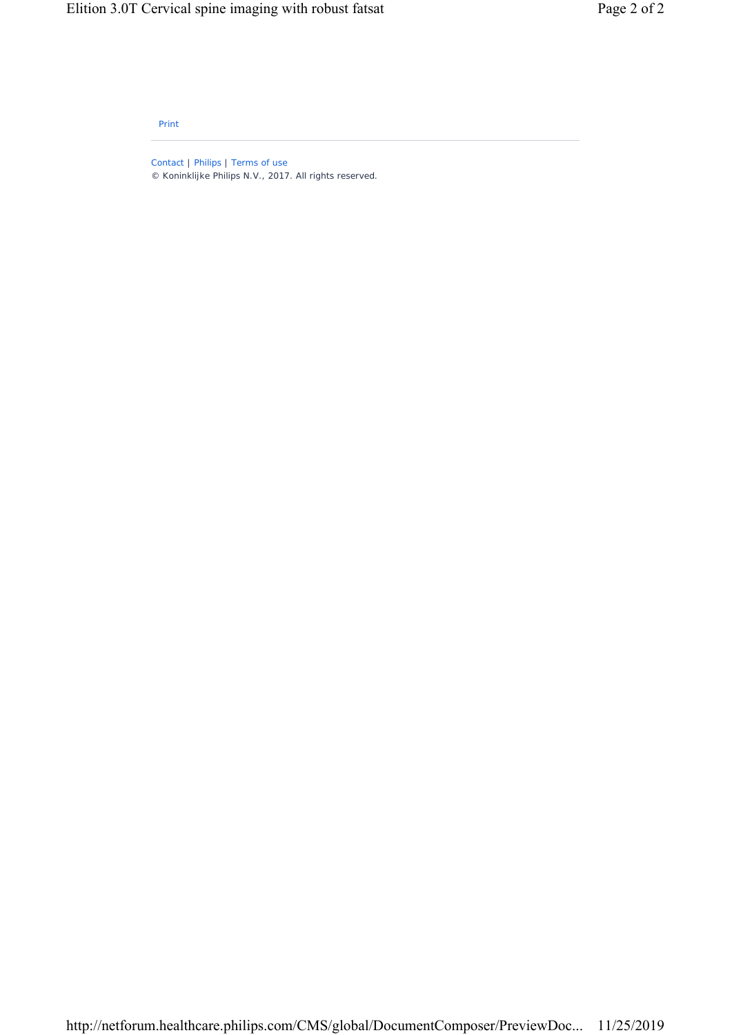Print

Contact | Philips | Terms of use

© Koninklijke Philips N.V., 2017. All rights reserved.